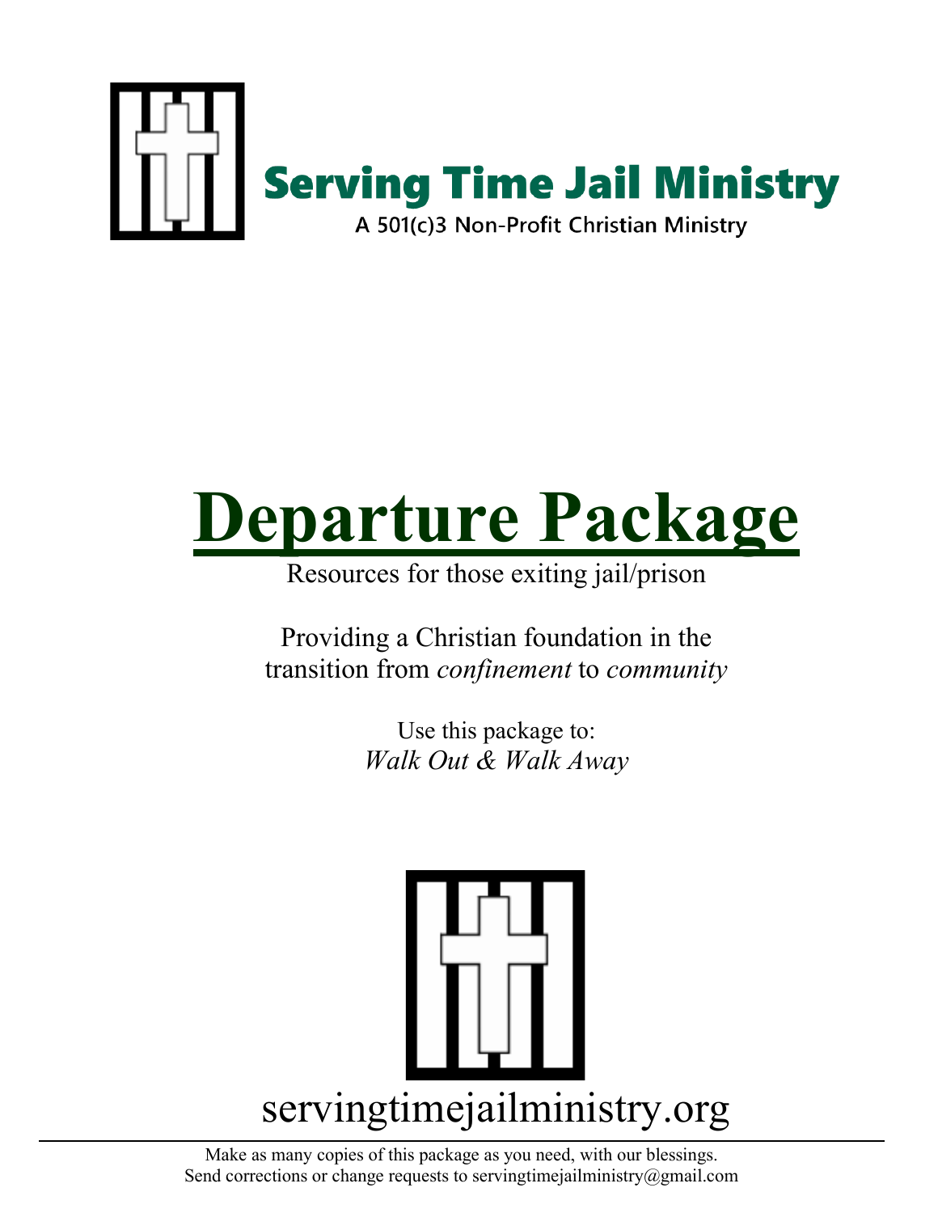**Serving Time Jail Ministry**

A 501(c)3 Non-Profit Christian Ministry

# Departure Package

Resources for those exiting jail/prison

Providing a Christian foundation in the transition from *confinement* to *community*

Use this package to:
*Walk Out & Walk Away*

servingtimejailministry.org

Make as many copies of this package as you need, with our blessings.
Send corrections or change requests to servingtimejailministry@gmail.com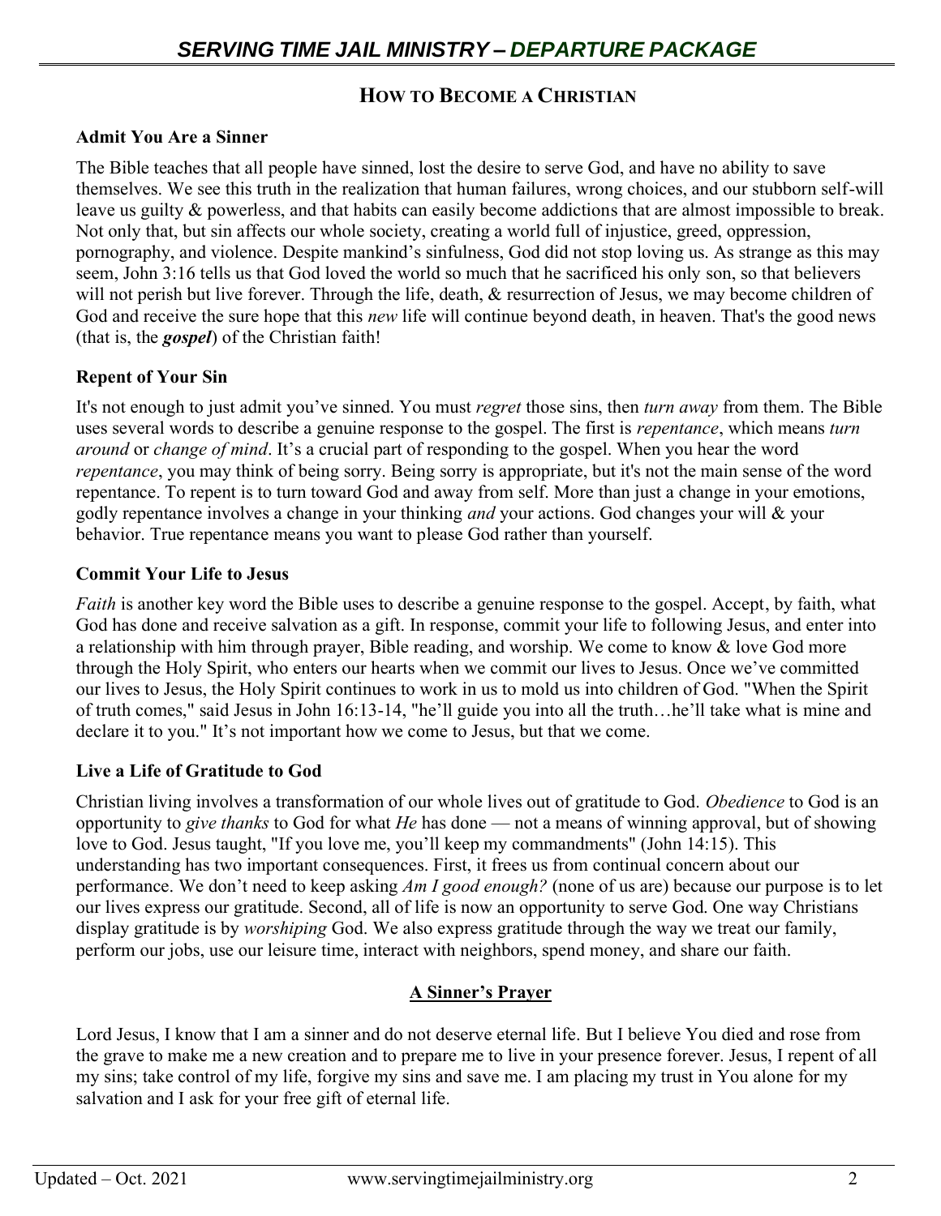## How to Become a Christian

**Admit You Are a Sinner**

The Bible teaches that all people have sinned, lost the desire to serve God, and have no ability to save themselves. We see this truth in the realization that human failures, wrong choices, and our stubborn self-will leave us guilty & powerless, and that habits can easily become addictions that are almost impossible to break. Not only that, but sin affects our whole society, creating a world full of injustice, greed, oppression, pornography, and violence. Despite mankind's sinfulness, God did not stop loving us. As strange as this may seem, John 3:16 tells us that God loved the world so much that he sacrificed his only son, so that believers will not perish but live forever. Through the life, death, & resurrection of Jesus, we may become children of God and receive the sure hope that this *new* life will continue beyond death, in heaven. That's the good news (that is, the ***gospel***) of the Christian faith!

**Repent of Your Sin**

It's not enough to just admit you've sinned. You must *regret* those sins, then *turn away* from them. The Bible uses several words to describe a genuine response to the gospel. The first is *repentance*, which means *turn around* or *change of mind*. It's a crucial part of responding to the gospel. When you hear the word *repentance*, you may think of being sorry. Being sorry is appropriate, but it's not the main sense of the word repentance. To repent is to turn toward God and away from self. More than just a change in your emotions, godly repentance involves a change in your thinking *and* your actions. God changes your will & your behavior. True repentance means you want to please God rather than yourself.

**Commit Your Life to Jesus**

*Faith* is another key word the Bible uses to describe a genuine response to the gospel. Accept, by faith, what God has done and receive salvation as a gift. In response, commit your life to following Jesus, and enter into a relationship with him through prayer, Bible reading, and worship. We come to know & love God more through the Holy Spirit, who enters our hearts when we commit our lives to Jesus. Once we've committed our lives to Jesus, the Holy Spirit continues to work in us to mold us into children of God. "When the Spirit of truth comes," said Jesus in John 16:13-14, "he'll guide you into all the truth…he'll take what is mine and declare it to you." It's not important how we come to Jesus, but that we come.

**Live a Life of Gratitude to God**

Christian living involves a transformation of our whole lives out of gratitude to God. *Obedience* to God is an opportunity to *give thanks* to God for what *He* has done — not a means of winning approval, but of showing love to God. Jesus taught, "If you love me, you'll keep my commandments" (John 14:15). This understanding has two important consequences. First, it frees us from continual concern about our performance. We don't need to keep asking *Am I good enough?* (none of us are) because our purpose is to let our lives express our gratitude. Second, all of life is now an opportunity to serve God. One way Christians display gratitude is by *worshiping* God. We also express gratitude through the way we treat our family, perform our jobs, use our leisure time, interact with neighbors, spend money, and share our faith.

**A Sinner's Prayer**

Lord Jesus, I know that I am a sinner and do not deserve eternal life. But I believe You died and rose from the grave to make me a new creation and to prepare me to live in your presence forever. Jesus, I repent of all my sins; take control of my life, forgive my sins and save me. I am placing my trust in You alone for my salvation and I ask for your free gift of eternal life.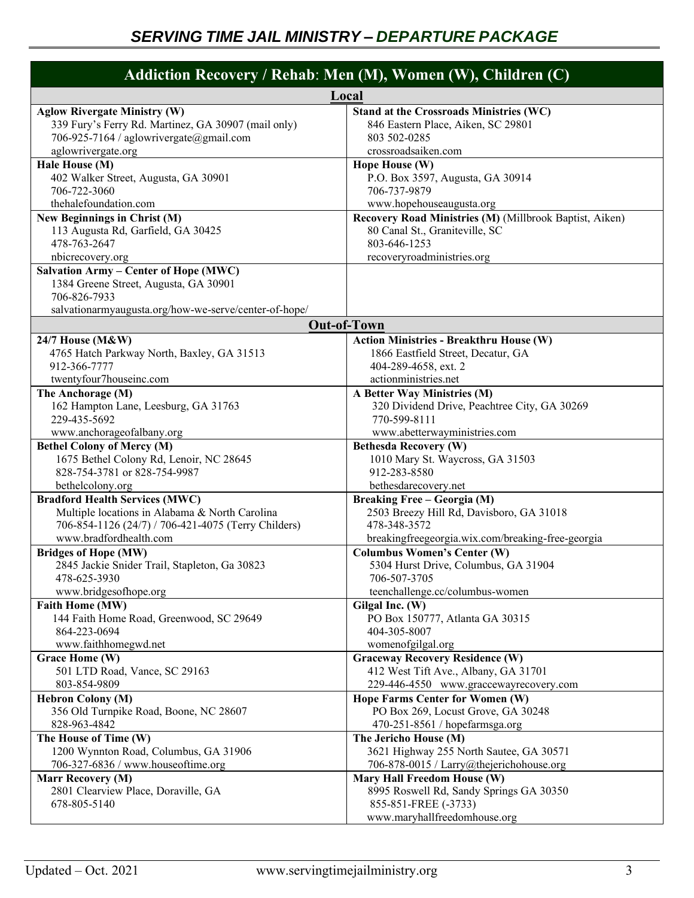## Addiction Recovery / Rehab: Men (M), Women (W), Children (C)

### Local

| | |
|---|---|
| **Aglow Rivergate Ministry (W)**<br>339 Fury's Ferry Rd. Martinez, GA 30907 (mail only)<br>706-925-7164 / aglowrivergate@gmail.com<br>aglowrivergate.org | **Stand at the Crossroads Ministries (WC)**<br>846 Eastern Place, Aiken, SC 29801<br>803 502-0285<br>crossroadsaiken.com |
| **Hale House (M)**<br>402 Walker Street, Augusta, GA 30901<br>706-722-3060<br>thehalefoundation.com | **Hope House (W)**<br>P.O. Box 3597, Augusta, GA 30914<br>706-737-9879<br>www.hopehouseaugusta.org |
| **New Beginnings in Christ (M)**<br>113 Augusta Rd, Garfield, GA 30425<br>478-763-2647<br>nbicrecovery.org | **Recovery Road Ministries (M)** (Millbrook Baptist, Aiken)<br>80 Canal St., Graniteville, SC<br>803-646-1253<br>recoveryroadministries.org |
| **Salvation Army – Center of Hope (MWC)**<br>1384 Greene Street, Augusta, GA 30901<br>706-826-7933<br>salvationarmyaugusta.org/how-we-serve/center-of-hope/ | |

### Out-of-Town

| | |
|---|---|
| **24/7 House (M&W)**<br>4765 Hatch Parkway North, Baxley, GA 31513<br>912-366-7777<br>twentyfour7houseinc.com | **Action Ministries - Breakthru House (W)**<br>1866 Eastfield Street, Decatur, GA<br>404-289-4658, ext. 2<br>actionministries.net |
| **The Anchorage (M)**<br>162 Hampton Lane, Leesburg, GA 31763<br>229-435-5692<br>www.anchorageofalbany.org | **A Better Way Ministries (M)**<br>320 Dividend Drive, Peachtree City, GA 30269<br>770-599-8111<br>www.abetterwayministries.com |
| **Bethel Colony of Mercy (M)**<br>1675 Bethel Colony Rd, Lenoir, NC 28645<br>828-754-3781 or 828-754-9987<br>bethelcolony.org | **Bethesda Recovery (W)**<br>1010 Mary St. Waycross, GA 31503<br>912-283-8580<br>bethesdarecovery.net |
| **Bradford Health Services (MWC)**<br>Multiple locations in Alabama & North Carolina<br>706-854-1126 (24/7) / 706-421-4075 (Terry Childers)<br>www.bradfordhealth.com | **Breaking Free – Georgia (M)**<br>2503 Breezy Hill Rd, Davisboro, GA 31018<br>478-348-3572<br>breakingfreegeorgia.wix.com/breaking-free-georgia |
| **Bridges of Hope (MW)**<br>2845 Jackie Snider Trail, Stapleton, Ga 30823<br>478-625-3930<br>www.bridgesofhope.org | **Columbus Women's Center (W)**<br>5304 Hurst Drive, Columbus, GA 31904<br>706-507-3705<br>teenchallenge.cc/columbus-women |
| **Faith Home (MW)**<br>144 Faith Home Road, Greenwood, SC 29649<br>864-223-0694<br>www.faithhomegwd.net | **Gilgal Inc. (W)**<br>PO Box 150777, Atlanta GA 30315<br>404-305-8007<br>womenofgilgal.org |
| **Grace Home (W)**<br>501 LTD Road, Vance, SC 29163<br>803-854-9809 | **Graceway Recovery Residence (W)**<br>412 West Tift Ave., Albany, GA 31701<br>229-446-4550 www.graccewayrecovery.com |
| **Hebron Colony (M)**<br>356 Old Turnpike Road, Boone, NC 28607<br>828-963-4842 | **Hope Farms Center for Women (W)**<br>PO Box 269, Locust Grove, GA 30248<br>470-251-8561 / hopefarmsga.org |
| **The House of Time (W)**<br>1200 Wynnton Road, Columbus, GA 31906<br>706-327-6836 / www.houseoftime.org | **The Jericho House (M)**<br>3621 Highway 255 North Sautee, GA 30571<br>706-878-0015 / Larry@thejerichohouse.org |
| **Marr Recovery (M)**<br>2801 Clearview Place, Doraville, GA<br>678-805-5140 | **Mary Hall Freedom House (W)**<br>8995 Roswell Rd, Sandy Springs GA 30350<br>855-851-FREE (-3733)<br>www.maryhallfreedomhouse.org |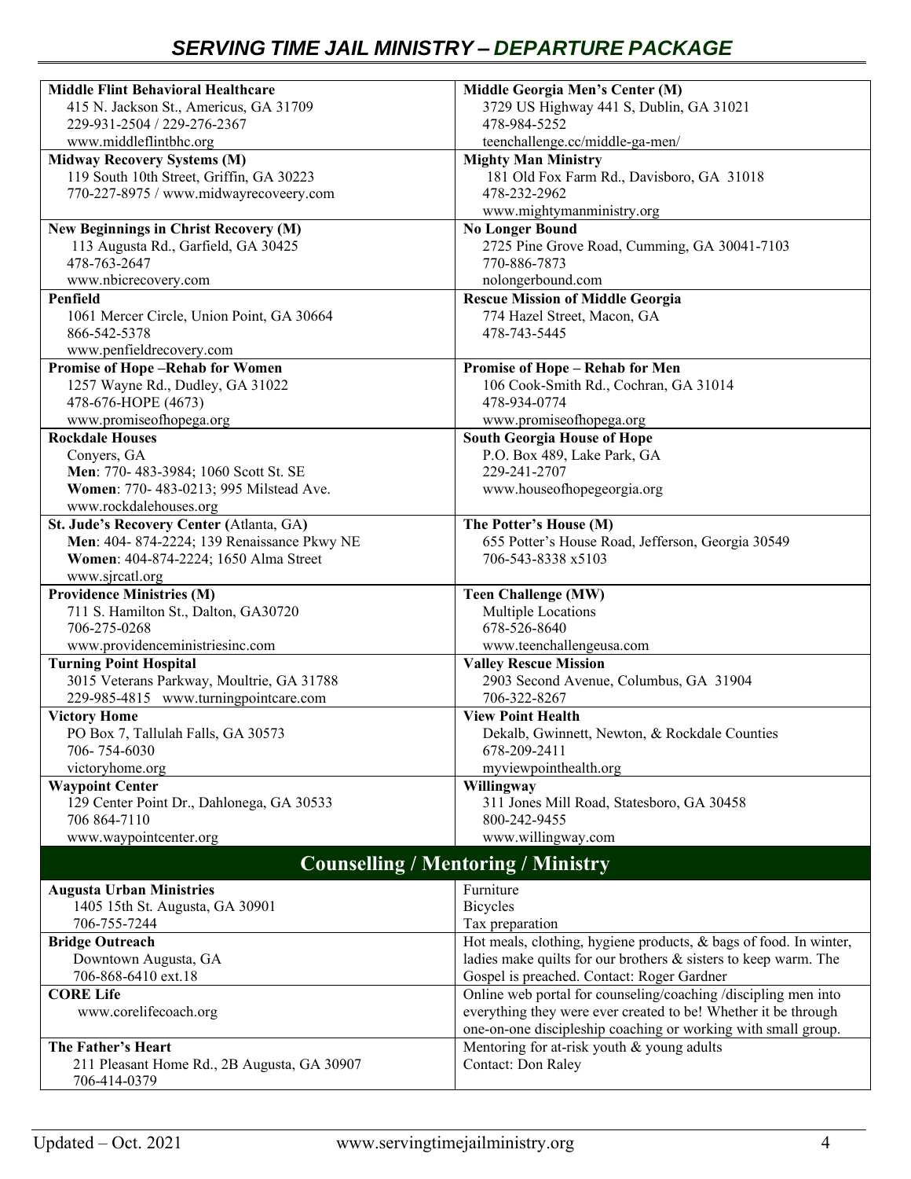| **Middle Flint Behavioral Healthcare**<br>415 N. Jackson St., Americus, GA 31709<br>229-931-2504 / 229-276-2367<br>www.middleflintbhc.org | **Middle Georgia Men's Center (M)**<br>3729 US Highway 441 S, Dublin, GA 31021<br>478-984-5252<br>teenchallenge.cc/middle-ga-men/ |
|---|---|
| **Midway Recovery Systems (M)**<br>119 South 10th Street, Griffin, GA 30223<br>770-227-8975 / www.midwayrecoveery.com | **Mighty Man Ministry**<br>181 Old Fox Farm Rd., Davisboro, GA 31018<br>478-232-2962<br>www.mightymanministry.org |
| **New Beginnings in Christ Recovery (M)**<br>113 Augusta Rd., Garfield, GA 30425<br>478-763-2647<br>www.nbicrecovery.com | **No Longer Bound**<br>2725 Pine Grove Road, Cumming, GA 30041-7103<br>770-886-7873<br>nolongerbound.com |
| **Penfield**<br>1061 Mercer Circle, Union Point, GA 30664<br>866-542-5378<br>www.penfieldrecovery.com | **Rescue Mission of Middle Georgia**<br>774 Hazel Street, Macon, GA<br>478-743-5445 |
| **Promise of Hope –Rehab for Women**<br>1257 Wayne Rd., Dudley, GA 31022<br>478-676-HOPE (4673)<br>www.promiseofhopega.org | **Promise of Hope – Rehab for Men**<br>106 Cook-Smith Rd., Cochran, GA 31014<br>478-934-0774<br>www.promiseofhopega.org |
| **Rockdale Houses**<br>Conyers, GA<br>**Men**: 770- 483-3984; 1060 Scott St. SE<br>**Women**: 770- 483-0213; 995 Milstead Ave.<br>www.rockdalehouses.org | **South Georgia House of Hope**<br>P.O. Box 489, Lake Park, GA<br>229-241-2707<br>www.houseofhopegeorgia.org |
| **St. Jude's Recovery Center (**Atlanta, GA**)**<br>**Men**: 404- 874-2224; 139 Renaissance Pkwy NE<br>**Women**: 404-874-2224; 1650 Alma Street<br>www.sjrcatl.org | **The Potter's House (M)**<br>655 Potter's House Road, Jefferson, Georgia 30549<br>706-543-8338 x5103 |
| **Providence Ministries (M)**<br>711 S. Hamilton St., Dalton, GA30720<br>706-275-0268<br>www.providenceministriesinc.com | **Teen Challenge (MW)**<br>Multiple Locations<br>678-526-8640<br>www.teenchallengeusa.com |
| **Turning Point Hospital**<br>3015 Veterans Parkway, Moultrie, GA 31788<br>229-985-4815 www.turningpointcare.com | **Valley Rescue Mission**<br>2903 Second Avenue, Columbus, GA 31904<br>706-322-8267 |
| **Victory Home**<br>PO Box 7, Tallulah Falls, GA 30573<br>706- 754-6030<br>victoryhome.org | **View Point Health**<br>Dekalb, Gwinnett, Newton, & Rockdale Counties<br>678-209-2411<br>myviewpointhealth.org |
| **Waypoint Center**<br>129 Center Point Dr., Dahlonega, GA 30533<br>706 864-7110<br>www.waypointcenter.org | **Willingway**<br>311 Jones Mill Road, Statesboro, GA 30458<br>800-242-9455<br>www.willingway.com |

## Counselling / Mentoring / Ministry

| **Augusta Urban Ministries**<br>1405 15th St. Augusta, GA 30901<br>706-755-7244 | Furniture<br>Bicycles<br>Tax preparation |
|---|---|
| **Bridge Outreach**<br>Downtown Augusta, GA<br>706-868-6410 ext.18 | Hot meals, clothing, hygiene products, & bags of food. In winter, ladies make quilts for our brothers & sisters to keep warm. The Gospel is preached. Contact: Roger Gardner |
| **CORE Life**<br>www.corelifecoach.org | Online web portal for counseling/coaching /discipling men into everything they were ever created to be! Whether it be through one-on-one discipleship coaching or working with small group. |
| **The Father's Heart**<br>211 Pleasant Home Rd., 2B Augusta, GA 30907<br>706-414-0379 | Mentoring for at-risk youth & young adults<br>Contact: Don Raley |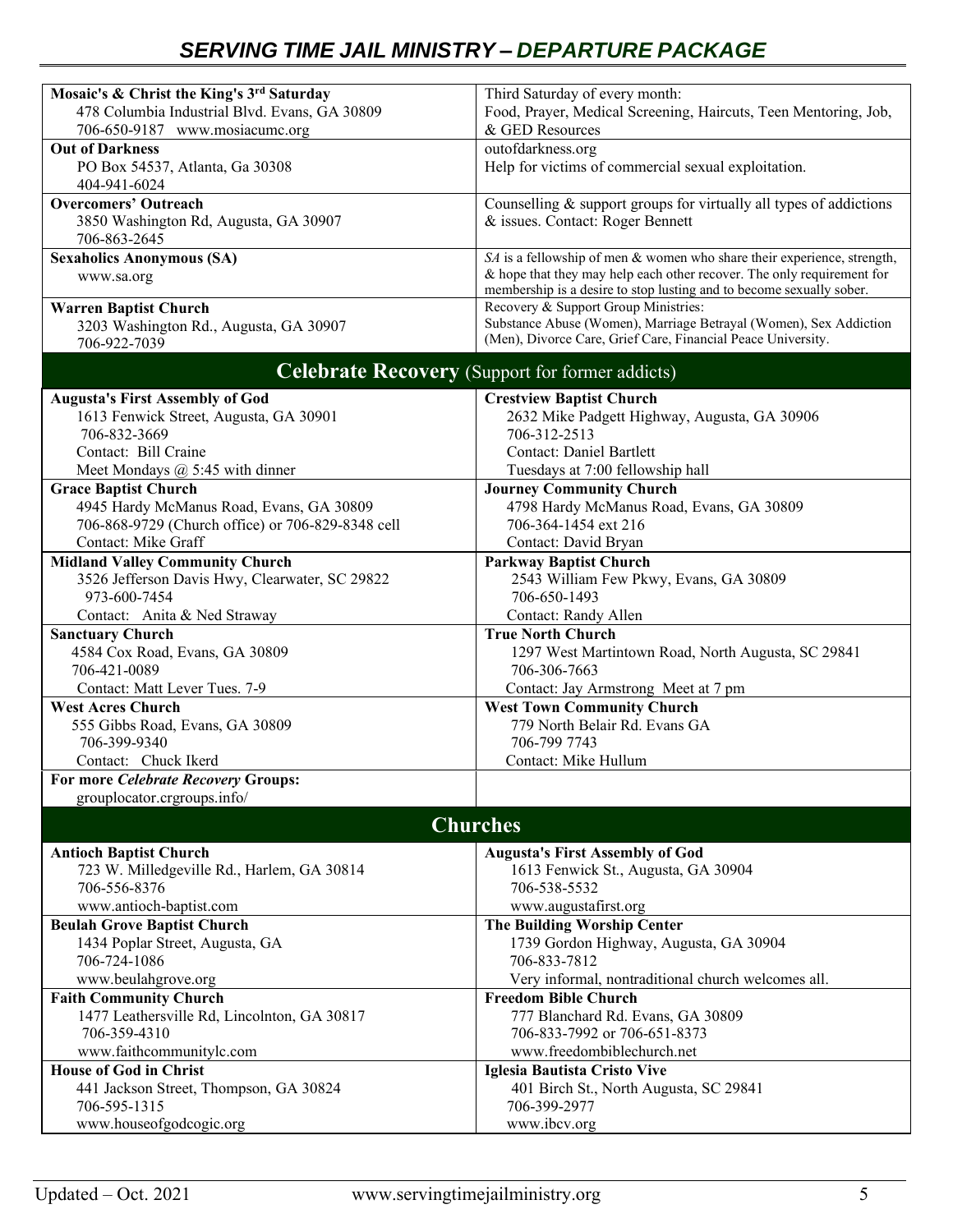| | |
|---|---|
| **Mosaic's & Christ the King's 3rd Saturday**<br>478 Columbia Industrial Blvd. Evans, GA 30809<br>706-650-9187 www.mosiacumc.org | Third Saturday of every month:<br>Food, Prayer, Medical Screening, Haircuts, Teen Mentoring, Job, & GED Resources |
| **Out of Darkness**<br>PO Box 54537, Atlanta, Ga 30308<br>404-941-6024 | outofdarkness.org<br>Help for victims of commercial sexual exploitation. |
| **Overcomers' Outreach**<br>3850 Washington Rd, Augusta, GA 30907<br>706-863-2645 | Counselling & support groups for virtually all types of addictions & issues. Contact: Roger Bennett |
| **Sexaholics Anonymous (SA)**<br>www.sa.org | *SA* is a fellowship of men & women who share their experience, strength, & hope that they may help each other recover. The only requirement for membership is a desire to stop lusting and to become sexually sober. |
| **Warren Baptist Church**<br>3203 Washington Rd., Augusta, GA 30907<br>706-922-7039 | Recovery & Support Group Ministries:<br>Substance Abuse (Women), Marriage Betrayal (Women), Sex Addiction (Men), Divorce Care, Grief Care, Financial Peace University. |

## Celebrate Recovery (Support for former addicts)

| | |
|---|---|
| **Augusta's First Assembly of God**<br>1613 Fenwick Street, Augusta, GA 30901<br>706-832-3669<br>Contact: Bill Craine<br>Meet Mondays @ 5:45 with dinner | **Crestview Baptist Church**<br>2632 Mike Padgett Highway, Augusta, GA 30906<br>706-312-2513<br>Contact: Daniel Bartlett<br>Tuesdays at 7:00 fellowship hall |
| **Grace Baptist Church**<br>4945 Hardy McManus Road, Evans, GA 30809<br>706-868-9729 (Church office) or 706-829-8348 cell<br>Contact: Mike Graff | **Journey Community Church**<br>4798 Hardy McManus Road, Evans, GA 30809<br>706-364-1454 ext 216<br>Contact: David Bryan |
| **Midland Valley Community Church**<br>3526 Jefferson Davis Hwy, Clearwater, SC 29822<br>973-600-7454<br>Contact: Anita & Ned Straway | **Parkway Baptist Church**<br>2543 William Few Pkwy, Evans, GA 30809<br>706-650-1493<br>Contact: Randy Allen |
| **Sanctuary Church**<br>4584 Cox Road, Evans, GA 30809<br>706-421-0089<br>Contact: Matt Lever Tues. 7-9 | **True North Church**<br>1297 West Martintown Road, North Augusta, SC 29841<br>706-306-7663<br>Contact: Jay Armstrong Meet at 7 pm |
| **West Acres Church**<br>555 Gibbs Road, Evans, GA 30809<br>706-399-9340<br>Contact: Chuck Ikerd | **West Town Community Church**<br>779 North Belair Rd. Evans GA<br>706-799 7743<br>Contact: Mike Hullum |
| **For more *Celebrate Recovery* Groups:**<br>grouplocator.crgroups.info/ | |

## Churches

| | |
|---|---|
| **Antioch Baptist Church**<br>723 W. Milledgeville Rd., Harlem, GA 30814<br>706-556-8376<br>www.antioch-baptist.com | **Augusta's First Assembly of God**<br>1613 Fenwick St., Augusta, GA 30904<br>706-538-5532<br>www.augustafirst.org |
| **Beulah Grove Baptist Church**<br>1434 Poplar Street, Augusta, GA<br>706-724-1086<br>www.beulahgrove.org | **The Building Worship Center**<br>1739 Gordon Highway, Augusta, GA 30904<br>706-833-7812<br>Very informal, nontraditional church welcomes all. |
| **Faith Community Church**<br>1477 Leathersville Rd, Lincolnton, GA 30817<br>706-359-4310<br>www.faithcommunitylc.com | **Freedom Bible Church**<br>777 Blanchard Rd. Evans, GA 30809<br>706-833-7992 or 706-651-8373<br>www.freedombiblechurch.net |
| **House of God in Christ**<br>441 Jackson Street, Thompson, GA 30824<br>706-595-1315<br>www.houseofgodcogic.org | **Iglesia Bautista Cristo Vive**<br>401 Birch St., North Augusta, SC 29841<br>706-399-2977<br>www.ibcv.org |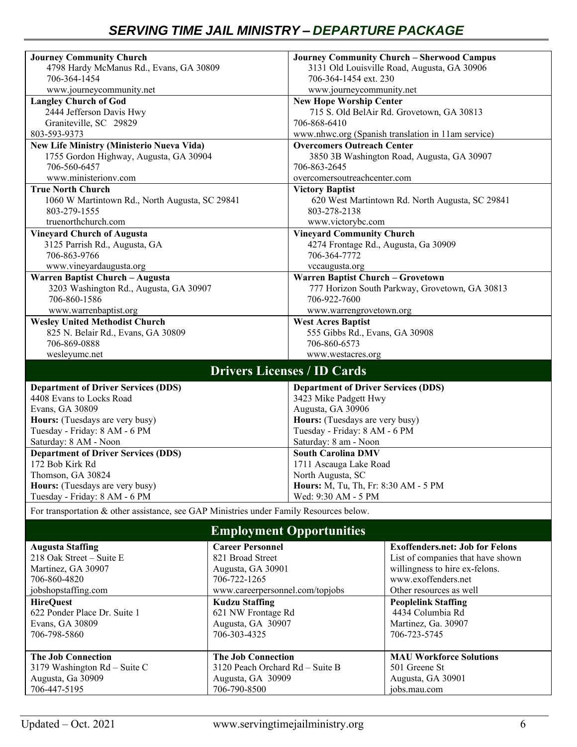| Journey Community Church | Journey Community Church – Sherwood Campus |
|---|---|
| 4798 Hardy McManus Rd., Evans, GA 30809<br>706-364-1454<br>www.journeycommunity.net | 3131 Old Louisville Road, Augusta, GA 30906<br>706-364-1454 ext. 230<br>www.journeycommunity.net |
| **Langley Church of God**<br>2444 Jefferson Davis Hwy<br>Graniteville, SC 29829<br>803-593-9373 | **New Hope Worship Center**<br>715 S. Old BelAir Rd. Grovetown, GA 30813<br>706-868-6410<br>www.nhwc.org (Spanish translation in 11am service) |
| **New Life Ministry (Ministerio Nueva Vida)**<br>1755 Gordon Highway, Augusta, GA 30904<br>706-560-6457<br>www.ministerionv.com | **Overcomers Outreach Center**<br>3850 3B Washington Road, Augusta, GA 30907<br>706-863-2645<br>overcomersoutreachcenter.com |
| **True North Church**<br>1060 W Martintown Rd., North Augusta, SC 29841<br>803-279-1555<br>truenorthchurch.com | **Victory Baptist**<br>620 West Martintown Rd. North Augusta, SC 29841<br>803-278-2138<br>www.victorybc.com |
| **Vineyard Church of Augusta**<br>3125 Parrish Rd., Augusta, GA<br>706-863-9766<br>www.vineyardaugusta.org | **Vineyard Community Church**<br>4274 Frontage Rd., Augusta, Ga 30909<br>706-364-7772<br>vccaugusta.org |
| **Warren Baptist Church – Augusta**<br>3203 Washington Rd., Augusta, GA 30907<br>706-860-1586<br>www.warrenbaptist.org | **Warren Baptist Church – Grovetown**<br>777 Horizon South Parkway, Grovetown, GA 30813<br>706-922-7600<br>www.warrengrovetown.org |
| **Wesley United Methodist Church**<br>825 N. Belair Rd., Evans, GA 30809<br>706-869-0888<br>wesleyumc.net | **West Acres Baptist**<br>555 Gibbs Rd., Evans, GA 30908<br>706-860-6573<br>www.westacres.org |

## Drivers Licenses / ID Cards

| Department of Driver Services (DDS) | Department of Driver Services (DDS) |
|---|---|
| 4408 Evans to Locks Road<br>Evans, GA 30809<br>**Hours:** (Tuesdays are very busy)<br>Tuesday - Friday: 8 AM - 6 PM<br>Saturday: 8 AM - Noon | 3423 Mike Padgett Hwy<br>Augusta, GA 30906<br>**Hours:** (Tuesdays are very busy)<br>Tuesday - Friday: 8 AM - 6 PM<br>Saturday: 8 am - Noon |
| **Department of Driver Services (DDS)**<br>172 Bob Kirk Rd<br>Thomson, GA 30824<br>**Hours:** (Tuesdays are very busy)<br>Tuesday - Friday: 8 AM - 6 PM | **South Carolina DMV**<br>1711 Ascauga Lake Road<br>North Augusta, SC<br>**Hours:** M, Tu, Th, Fr: 8:30 AM - 5 PM<br>Wed: 9:30 AM - 5 PM |

For transportation & other assistance, see GAP Ministries under Family Resources below.

## Employment Opportunities

| Augusta Staffing | Career Personnel | Exoffenders.net: Job for Felons |
|---|---|---|
| 218 Oak Street – Suite E<br>Martinez, GA 30907<br>706-860-4820<br>jobshopstaffing.com | 821 Broad Street<br>Augusta, GA 30901<br>706-722-1265<br>www.careerpersonnel.com/topjobs | List of companies that have shown willingness to hire ex-felons.<br>www.exoffenders.net<br>Other resources as well |
| **HireQuest**<br>622 Ponder Place Dr. Suite 1<br>Evans, GA 30809<br>706-798-5860 | **Kudzu Staffing**<br>621 NW Frontage Rd<br>Augusta, GA 30907<br>706-303-4325 | **Peoplelink Staffing**<br>4434 Columbia Rd<br>Martinez, Ga. 30907<br>706-723-5745 |
| **The Job Connection**<br>3179 Washington Rd – Suite C<br>Augusta, Ga 30909<br>706-447-5195 | **The Job Connection**<br>3120 Peach Orchard Rd – Suite B<br>Augusta, GA 30909<br>706-790-8500 | **MAU Workforce Solutions**<br>501 Greene St<br>Augusta, GA 30901<br>jobs.mau.com |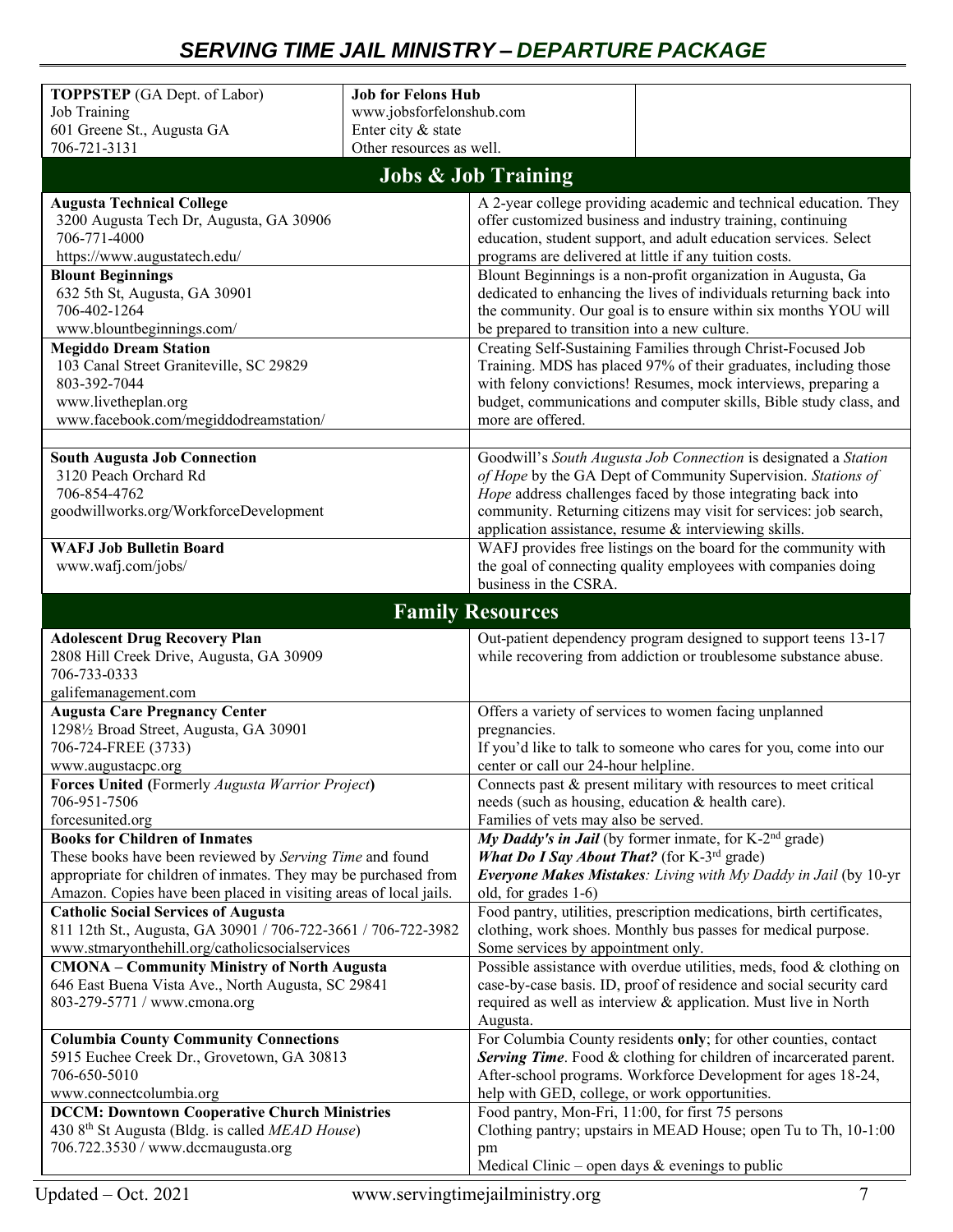| **TOPPSTEP** (GA Dept. of Labor)<br>Job Training<br>601 Greene St., Augusta GA<br>706-721-3131 | **Job for Felons Hub**<br>www.jobsforfelonshub.com<br>Enter city & state<br>Other resources as well. | |
|---|---|---|

## Jobs & Job Training

| | |
|---|---|
| **Augusta Technical College**<br>3200 Augusta Tech Dr, Augusta, GA 30906<br>706-771-4000<br>https://www.augustatech.edu/ | A 2-year college providing academic and technical education. They offer customized business and industry training, continuing education, student support, and adult education services. Select programs are delivered at little if any tuition costs. |
| **Blount Beginnings**<br>632 5th St, Augusta, GA 30901<br>706-402-1264<br>www.blountbeginnings.com/ | Blount Beginnings is a non-profit organization in Augusta, Ga dedicated to enhancing the lives of individuals returning back into the community. Our goal is to ensure within six months YOU will be prepared to transition into a new culture. |
| **Megiddo Dream Station**<br>103 Canal Street Graniteville, SC 29829<br>803-392-7044<br>www.livetheplan.org<br>www.facebook.com/megiddodreamstation/ | Creating Self-Sustaining Families through Christ-Focused Job Training. MDS has placed 97% of their graduates, including those with felony convictions! Resumes, mock interviews, preparing a budget, communications and computer skills, Bible study class, and more are offered. |
| | |
| **South Augusta Job Connection**<br>3120 Peach Orchard Rd<br>706-854-4762<br>goodwillworks.org/WorkforceDevelopment | Goodwill's *South Augusta Job Connection* is designated a *Station of Hope* by the GA Dept of Community Supervision. *Stations of Hope* address challenges faced by those integrating back into community. Returning citizens may visit for services: job search, application assistance, resume & interviewing skills. |
| **WAFJ Job Bulletin Board**<br>www.wafj.com/jobs/ | WAFJ provides free listings on the board for the community with the goal of connecting quality employees with companies doing business in the CSRA. |

## Family Resources

| | |
|---|---|
| **Adolescent Drug Recovery Plan**<br>2808 Hill Creek Drive, Augusta, GA 30909<br>706-733-0333<br>galifemanagement.com | Out-patient dependency program designed to support teens 13-17 while recovering from addiction or troublesome substance abuse. |
| **Augusta Care Pregnancy Center**<br>1298½ Broad Street, Augusta, GA 30901<br>706-724-FREE (3733)<br>www.augustacpc.org | Offers a variety of services to women facing unplanned pregnancies.<br>If you'd like to talk to someone who cares for you, come into our center or call our 24-hour helpline. |
| **Forces United (**Formerly *Augusta Warrior Project***)**<br>706-951-7506<br>forcesunited.org | Connects past & present military with resources to meet critical needs (such as housing, education & health care).<br>Families of vets may also be served. |
| **Books for Children of Inmates**<br>These books have been reviewed by *Serving Time* and found appropriate for children of inmates. They may be purchased from Amazon. Copies have been placed in visiting areas of local jails. | ***My Daddy's in Jail*** (by former inmate, for K-2nd grade)<br>***What Do I Say About That?*** (for K-3rd grade)<br>***Everyone Makes Mistakes****: Living with My Daddy in Jail* (by 10-yr old, for grades 1-6) |
| **Catholic Social Services of Augusta**<br>811 12th St., Augusta, GA 30901 / 706-722-3661 / 706-722-3982<br>www.stmaryonthehill.org/catholicsocialservices | Food pantry, utilities, prescription medications, birth certificates, clothing, work shoes. Monthly bus passes for medical purpose. Some services by appointment only. |
| **CMONA – Community Ministry of North Augusta**<br>646 East Buena Vista Ave., North Augusta, SC 29841<br>803-279-5771 / www.cmona.org | Possible assistance with overdue utilities, meds, food & clothing on case-by-case basis. ID, proof of residence and social security card required as well as interview & application. Must live in North Augusta. |
| **Columbia County Community Connections**<br>5915 Euchee Creek Dr., Grovetown, GA 30813<br>706-650-5010<br>www.connectcolumbia.org | For Columbia County residents **only**; for other counties, contact ***Serving Time***. Food & clothing for children of incarcerated parent. After-school programs. Workforce Development for ages 18-24, help with GED, college, or work opportunities. |
| **DCCM: Downtown Cooperative Church Ministries**<br>430 8th St Augusta (Bldg. is called *MEAD House*)<br>706.722.3530 / www.dccmaugusta.org | Food pantry, Mon-Fri, 11:00, for first 75 persons<br>Clothing pantry; upstairs in MEAD House; open Tu to Th, 10-1:00 pm<br>Medical Clinic – open days & evenings to public |

Updated – Oct. 2021 www.servingtimejailministry.org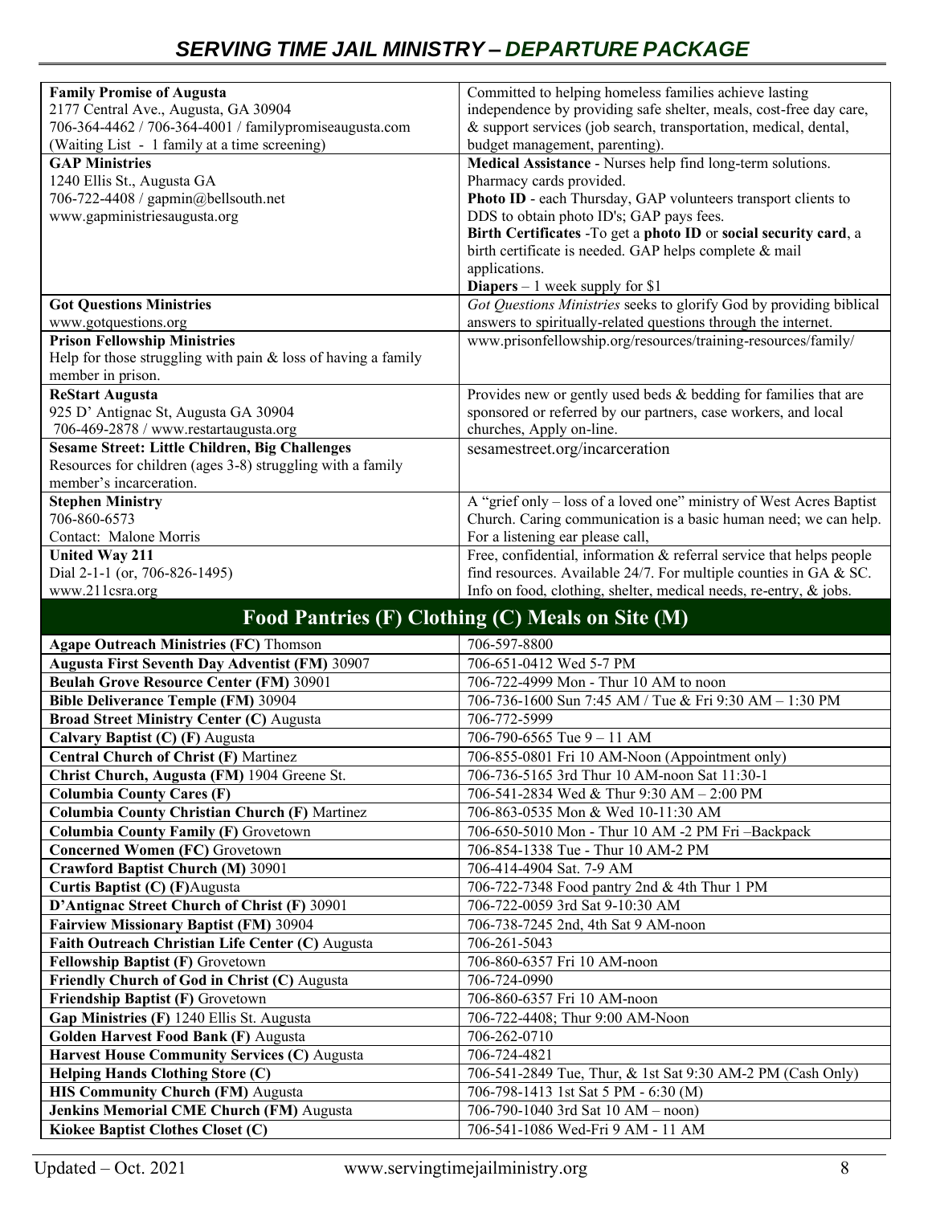| **Family Promise of Augusta**<br>2177 Central Ave., Augusta, GA 30904<br>706-364-4462 / 706-364-4001 / familypromiseaugusta.com<br>(Waiting List - 1 family at a time screening) | Committed to helping homeless families achieve lasting independence by providing safe shelter, meals, cost-free day care, & support services (job search, transportation, medical, dental, budget management, parenting). |
|---|---|
| **GAP Ministries**<br>1240 Ellis St., Augusta GA<br>706-722-4408 / gapmin@bellsouth.net<br>www.gapministriesaugusta.org | **Medical Assistance** - Nurses help find long-term solutions. Pharmacy cards provided.<br>**Photo ID** - each Thursday, GAP volunteers transport clients to DDS to obtain photo ID's; GAP pays fees.<br>**Birth Certificates** -To get a **photo ID** or **social security card**, a birth certificate is needed. GAP helps complete & mail applications.<br>**Diapers** – 1 week supply for $1 |
| **Got Questions Ministries**<br>www.gotquestions.org | *Got Questions Ministries* seeks to glorify God by providing biblical answers to spiritually-related questions through the internet. |
| **Prison Fellowship Ministries**<br>Help for those struggling with pain & loss of having a family member in prison. | www.prisonfellowship.org/resources/training-resources/family/ |
| **ReStart Augusta**<br>925 D' Antignac St, Augusta GA 30904<br>706-469-2878 / www.restartaugusta.org | Provides new or gently used beds & bedding for families that are sponsored or referred by our partners, case workers, and local churches, Apply on-line. |
| **Sesame Street: Little Children, Big Challenges**<br>Resources for children (ages 3-8) struggling with a family member's incarceration. | sesamestreet.org/incarceration |
| **Stephen Ministry**<br>706-860-6573<br>Contact: Malone Morris | A "grief only – loss of a loved one" ministry of West Acres Baptist Church. Caring communication is a basic human need; we can help. For a listening ear please call, |
| **United Way 211**<br>Dial 2-1-1 (or, 706-826-1495)<br>www.211csra.org | Free, confidential, information & referral service that helps people find resources. Available 24/7. For multiple counties in GA & SC. Info on food, clothing, shelter, medical needs, re-entry, & jobs. |

## Food Pantries (F) Clothing (C) Meals on Site (M)

| | |
|---|---|
| **Agape Outreach Ministries (FC)** Thomson | 706-597-8800 |
| **Augusta First Seventh Day Adventist (FM)** 30907 | 706-651-0412 Wed 5-7 PM |
| **Beulah Grove Resource Center (FM)** 30901 | 706-722-4999 Mon - Thur 10 AM to noon |
| **Bible Deliverance Temple (FM)** 30904 | 706-736-1600 Sun 7:45 AM / Tue & Fri 9:30 AM – 1:30 PM |
| **Broad Street Ministry Center (C)** Augusta | 706-772-5999 |
| **Calvary Baptist (C) (F)** Augusta | 706-790-6565 Tue 9 – 11 AM |
| **Central Church of Christ (F)** Martinez | 706-855-0801 Fri 10 AM-Noon (Appointment only) |
| **Christ Church, Augusta (FM)** 1904 Greene St. | 706-736-5165 3rd Thur 10 AM-noon Sat 11:30-1 |
| **Columbia County Cares (F)** | 706-541-2834 Wed & Thur 9:30 AM – 2:00 PM |
| **Columbia County Christian Church (F)** Martinez | 706-863-0535 Mon & Wed 10-11:30 AM |
| **Columbia County Family (F)** Grovetown | 706-650-5010 Mon - Thur 10 AM -2 PM Fri –Backpack |
| **Concerned Women (FC)** Grovetown | 706-854-1338 Tue - Thur 10 AM-2 PM |
| **Crawford Baptist Church (M)** 30901 | 706-414-4904 Sat. 7-9 AM |
| **Curtis Baptist (C) (F)**Augusta | 706-722-7348 Food pantry 2nd & 4th Thur 1 PM |
| **D'Antignac Street Church of Christ (F)** 30901 | 706-722-0059 3rd Sat 9-10:30 AM |
| **Fairview Missionary Baptist (FM)** 30904 | 706-738-7245 2nd, 4th Sat 9 AM-noon |
| **Faith Outreach Christian Life Center (C)** Augusta | 706-261-5043 |
| **Fellowship Baptist (F)** Grovetown | 706-860-6357 Fri 10 AM-noon |
| **Friendly Church of God in Christ (C)** Augusta | 706-724-0990 |
| **Friendship Baptist (F)** Grovetown | 706-860-6357 Fri 10 AM-noon |
| **Gap Ministries (F)** 1240 Ellis St. Augusta | 706-722-4408; Thur 9:00 AM-Noon |
| **Golden Harvest Food Bank (F)** Augusta | 706-262-0710 |
| **Harvest House Community Services (C)** Augusta | 706-724-4821 |
| **Helping Hands Clothing Store (C)** | 706-541-2849 Tue, Thur, & 1st Sat 9:30 AM-2 PM (Cash Only) |
| **HIS Community Church (FM)** Augusta | 706-798-1413 1st Sat 5 PM - 6:30 (M) |
| **Jenkins Memorial CME Church (FM)** Augusta | 706-790-1040 3rd Sat 10 AM – noon) |
| **Kiokee Baptist Clothes Closet (C)** | 706-541-1086 Wed-Fri 9 AM - 11 AM |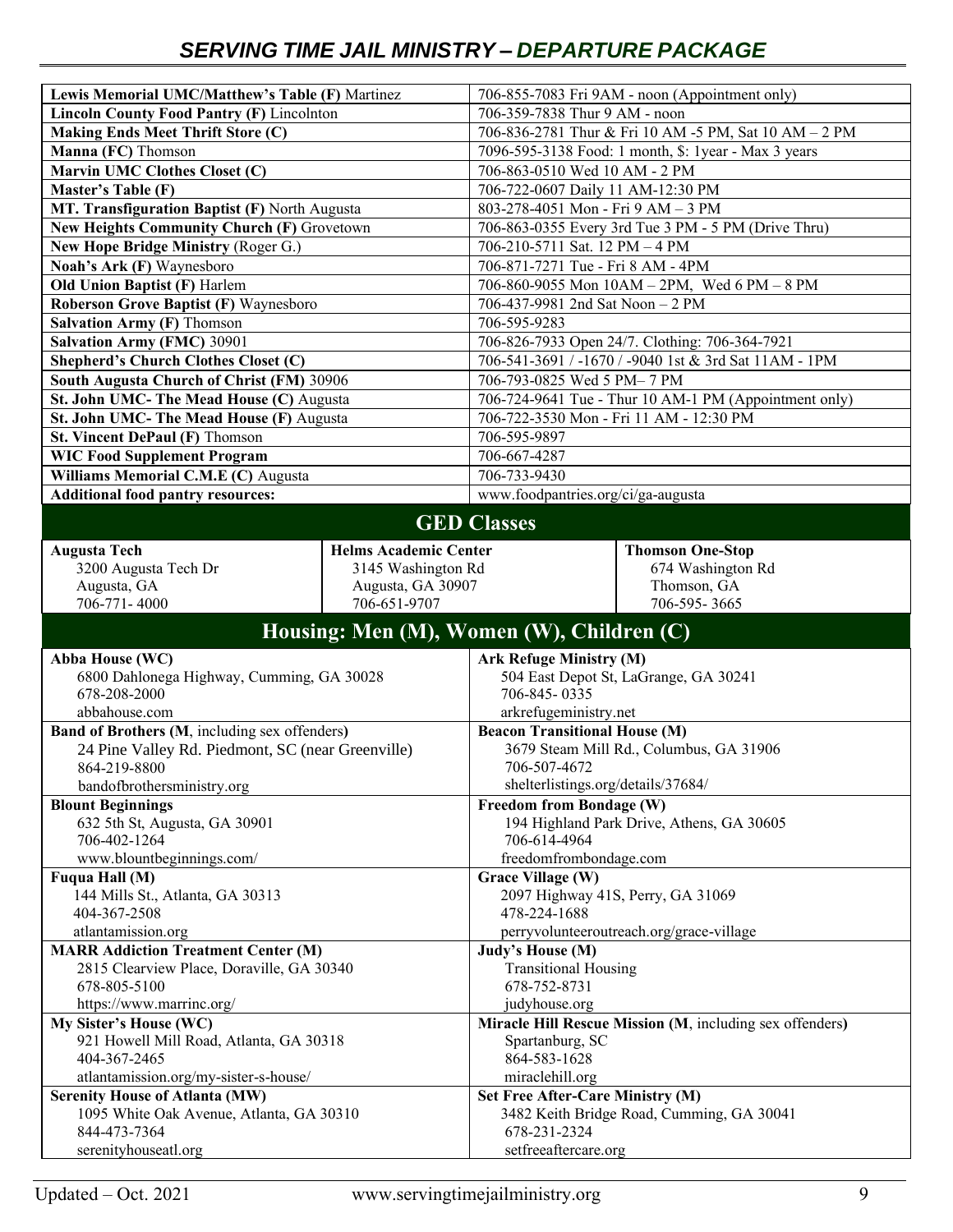| Name | Contact |
|---|---|
| **Lewis Memorial UMC/Matthew's Table (F)** Martinez | 706-855-7083 Fri 9AM - noon (Appointment only) |
| **Lincoln County Food Pantry (F)** Lincolnton | 706-359-7838 Thur 9 AM - noon |
| **Making Ends Meet Thrift Store (C)** | 706-836-2781 Thur & Fri 10 AM -5 PM, Sat 10 AM – 2 PM |
| **Manna (FC)** Thomson | 7096-595-3138 Food: 1 month, $: 1year - Max 3 years |
| **Marvin UMC Clothes Closet (C)** | 706-863-0510 Wed 10 AM - 2 PM |
| **Master's Table (F)** | 706-722-0607 Daily 11 AM-12:30 PM |
| **MT. Transfiguration Baptist (F)** North Augusta | 803-278-4051 Mon - Fri 9 AM – 3 PM |
| **New Heights Community Church (F)** Grovetown | 706-863-0355 Every 3rd Tue 3 PM - 5 PM (Drive Thru) |
| **New Hope Bridge Ministry** (Roger G.) | 706-210-5711 Sat. 12 PM – 4 PM |
| **Noah's Ark (F)** Waynesboro | 706-871-7271 Tue - Fri 8 AM - 4PM |
| **Old Union Baptist (F)** Harlem | 706-860-9055 Mon 10AM – 2PM, Wed 6 PM – 8 PM |
| **Roberson Grove Baptist (F)** Waynesboro | 706-437-9981 2nd Sat Noon – 2 PM |
| **Salvation Army (F)** Thomson | 706-595-9283 |
| **Salvation Army (FMC)** 30901 | 706-826-7933 Open 24/7. Clothing: 706-364-7921 |
| **Shepherd's Church Clothes Closet (C)** | 706-541-3691 / -1670 / -9040 1st & 3rd Sat 11AM - 1PM |
| **South Augusta Church of Christ (FM)** 30906 | 706-793-0825 Wed 5 PM– 7 PM |
| **St. John UMC- The Mead House (C)** Augusta | 706-724-9641 Tue - Thur 10 AM-1 PM (Appointment only) |
| **St. John UMC- The Mead House (F)** Augusta | 706-722-3530 Mon - Fri 11 AM - 12:30 PM |
| **St. Vincent DePaul (F)** Thomson | 706-595-9897 |
| **WIC Food Supplement Program** | 706-667-4287 |
| **Williams Memorial C.M.E (C)** Augusta | 706-733-9430 |
| **Additional food pantry resources:** | www.foodpantries.org/ci/ga-augusta |

## GED Classes

| **Augusta Tech** | **Helms Academic Center** | **Thomson One-Stop** |
|---|---|---|
| 3200 Augusta Tech Dr | 3145 Washington Rd | 674 Washington Rd |
| Augusta, GA | Augusta, GA 30907 | Thomson, GA |
| 706-771- 4000 | 706-651-9707 | 706-595- 3665 |

## Housing: Men (M), Women (W), Children (C)

| | |
|---|---|
| **Abba House (WC)**<br>6800 Dahlonega Highway, Cumming, GA 30028<br>678-208-2000<br>abbahouse.com | **Ark Refuge Ministry (M)**<br>504 East Depot St, LaGrange, GA 30241<br>706-845- 0335<br>arkrefugeministry.net |
| **Band of Brothers (M**, including sex offenders**)**<br>24 Pine Valley Rd. Piedmont, SC (near Greenville)<br>864-219-8800<br>bandofbrothersministry.org | **Beacon Transitional House (M)**<br>3679 Steam Mill Rd., Columbus, GA 31906<br>706-507-4672<br>shelterlistings.org/details/37684/ |
| **Blount Beginnings**<br>632 5th St, Augusta, GA 30901<br>706-402-1264<br>www.blountbeginnings.com/ | **Freedom from Bondage (W)**<br>194 Highland Park Drive, Athens, GA 30605<br>706-614-4964<br>freedomfrombondage.com |
| **Fuqua Hall (M)**<br>144 Mills St., Atlanta, GA 30313<br>404-367-2508<br>atlantamission.org | **Grace Village (W)**<br>2097 Highway 41S, Perry, GA 31069<br>478-224-1688<br>perryvolunteeroutreach.org/grace-village |
| **MARR Addiction Treatment Center (M)**<br>2815 Clearview Place, Doraville, GA 30340<br>678-805-5100<br>https://www.marrinc.org/ | **Judy's House (M)**<br>Transitional Housing<br>678-752-8731<br>judyhouse.org |
| **My Sister's House (WC)**<br>921 Howell Mill Road, Atlanta, GA 30318<br>404-367-2465<br>atlantamission.org/my-sister-s-house/ | **Miracle Hill Rescue Mission (M**, including sex offenders**)**<br>Spartanburg, SC<br>864-583-1628<br>miraclehill.org |
| **Serenity House of Atlanta (MW)**<br>1095 White Oak Avenue, Atlanta, GA 30310<br>844-473-7364<br>serenityhouseatl.org | **Set Free After-Care Ministry (M)**<br>3482 Keith Bridge Road, Cumming, GA 30041<br>678-231-2324<br>setfreeaftercare.org |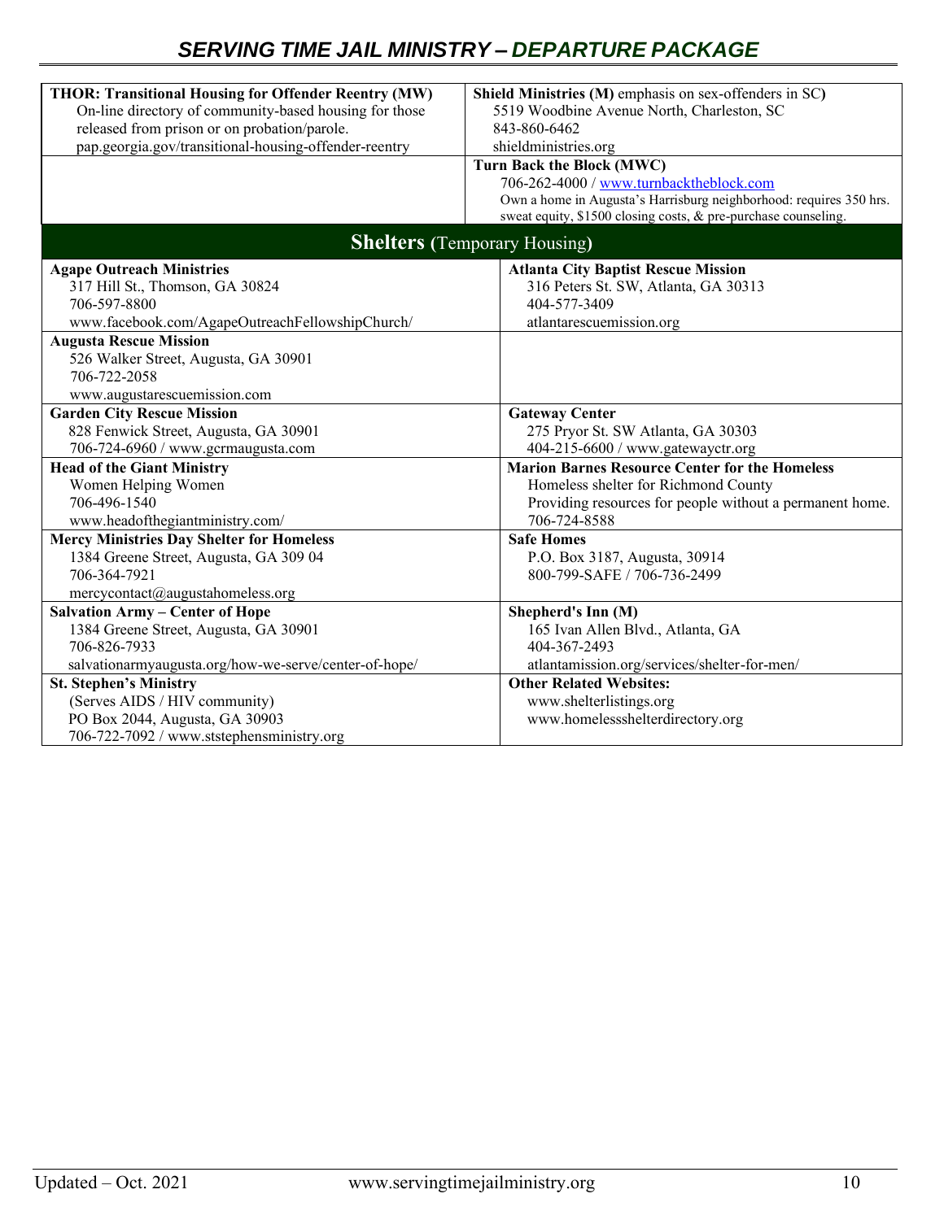| **THOR: Transitional Housing for Offender Reentry (MW)**<br>On-line directory of community-based housing for those released from prison or on probation/parole.<br>pap.georgia.gov/transitional-housing-offender-reentry | **Shield Ministries (M)** emphasis on sex-offenders in SC**)**<br>5519 Woodbine Avenue North, Charleston, SC<br>843-860-6462<br>shieldministries.org |
|---|---|
| | **Turn Back the Block (MWC)**<br>706-262-4000 / www.turnbacktheblock.com<br>Own a home in Augusta's Harrisburg neighborhood: requires 350 hrs. sweat equity, $1500 closing costs, & pre-purchase counseling. |

## **Shelters** (Temporary Housing)

| **Agape Outreach Ministries**<br>317 Hill St., Thomson, GA 30824<br>706-597-8800<br>www.facebook.com/AgapeOutreachFellowshipChurch/ | **Atlanta City Baptist Rescue Mission**<br>316 Peters St. SW, Atlanta, GA 30313<br>404-577-3409<br>atlantarescuemission.org |
|---|---|
| **Augusta Rescue Mission**<br>526 Walker Street, Augusta, GA 30901<br>706-722-2058<br>www.augustarescuemission.com | |
| **Garden City Rescue Mission**<br>828 Fenwick Street, Augusta, GA 30901<br>706-724-6960 / www.gcrmaugusta.com | **Gateway Center**<br>275 Pryor St. SW Atlanta, GA 30303<br>404-215-6600 / www.gatewayctr.org |
| **Head of the Giant Ministry**<br>Women Helping Women<br>706-496-1540<br>www.headofthegiantministry.com/ | **Marion Barnes Resource Center for the Homeless**<br>Homeless shelter for Richmond County<br>Providing resources for people without a permanent home.<br>706-724-8588 |
| **Mercy Ministries Day Shelter for Homeless**<br>1384 Greene Street, Augusta, GA 309 04<br>706-364-7921<br>mercycontact@augustahomeless.org | **Safe Homes**<br>P.O. Box 3187, Augusta, 30914<br>800-799-SAFE / 706-736-2499 |
| **Salvation Army – Center of Hope**<br>1384 Greene Street, Augusta, GA 30901<br>706-826-7933<br>salvationarmyaugusta.org/how-we-serve/center-of-hope/ | **Shepherd's Inn (M)**<br>165 Ivan Allen Blvd., Atlanta, GA<br>404-367-2493<br>atlantamission.org/services/shelter-for-men/ |
| **St. Stephen's Ministry**<br>(Serves AIDS / HIV community)<br>PO Box 2044, Augusta, GA 30903<br>706-722-7092 / www.ststephensministry.org | **Other Related Websites:**<br>www.shelterlistings.org<br>www.homelessshelterdirectory.org |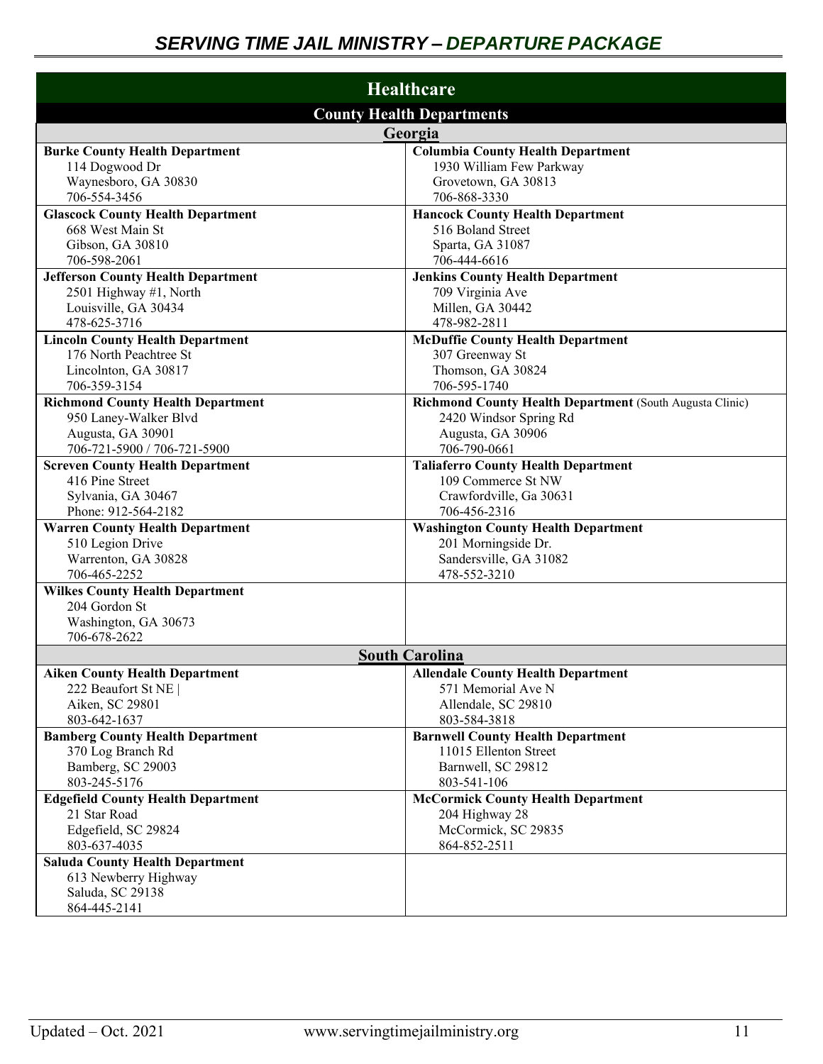## Healthcare

### County Health Departments

| Georgia | |
|---|---|
| **Burke County Health Department**<br>114 Dogwood Dr<br>Waynesboro, GA 30830<br>706-554-3456 | **Columbia County Health Department**<br>1930 William Few Parkway<br>Grovetown, GA 30813<br>706-868-3330 |
| **Glascock County Health Department**<br>668 West Main St<br>Gibson, GA 30810<br>706-598-2061 | **Hancock County Health Department**<br>516 Boland Street<br>Sparta, GA 31087<br>706-444-6616 |
| **Jefferson County Health Department**<br>2501 Highway #1, North<br>Louisville, GA 30434<br>478-625-3716 | **Jenkins County Health Department**<br>709 Virginia Ave<br>Millen, GA 30442<br>478-982-2811 |
| **Lincoln County Health Department**<br>176 North Peachtree St<br>Lincolnton, GA 30817<br>706-359-3154 | **McDuffie County Health Department**<br>307 Greenway St<br>Thomson, GA 30824<br>706-595-1740 |
| **Richmond County Health Department**<br>950 Laney-Walker Blvd<br>Augusta, GA 30901<br>706-721-5900 / 706-721-5900 | **Richmond County Health Department** (South Augusta Clinic)<br>2420 Windsor Spring Rd<br>Augusta, GA 30906<br>706-790-0661 |
| **Screven County Health Department**<br>416 Pine Street<br>Sylvania, GA 30467<br>Phone: 912-564-2182 | **Taliaferro County Health Department**<br>109 Commerce St NW<br>Crawfordville, Ga 30631<br>706-456-2316 |
| **Warren County Health Department**<br>510 Legion Drive<br>Warrenton, GA 30828<br>706-465-2252 | **Washington County Health Department**<br>201 Morningside Dr.<br>Sandersville, GA 31082<br>478-552-3210 |
| **Wilkes County Health Department**<br>204 Gordon St<br>Washington, GA 30673<br>706-678-2622 | |

| South Carolina | |
|---|---|
| **Aiken County Health Department**<br>222 Beaufort St NE \|<br>Aiken, SC 29801<br>803-642-1637 | **Allendale County Health Department**<br>571 Memorial Ave N<br>Allendale, SC 29810<br>803-584-3818 |
| **Bamberg County Health Department**<br>370 Log Branch Rd<br>Bamberg, SC 29003<br>803-245-5176 | **Barnwell County Health Department**<br>11015 Ellenton Street<br>Barnwell, SC 29812<br>803-541-106 |
| **Edgefield County Health Department**<br>21 Star Road<br>Edgefield, SC 29824<br>803-637-4035 | **McCormick County Health Department**<br>204 Highway 28<br>McCormick, SC 29835<br>864-852-2511 |
| **Saluda County Health Department**<br>613 Newberry Highway<br>Saluda, SC 29138<br>864-445-2141 | |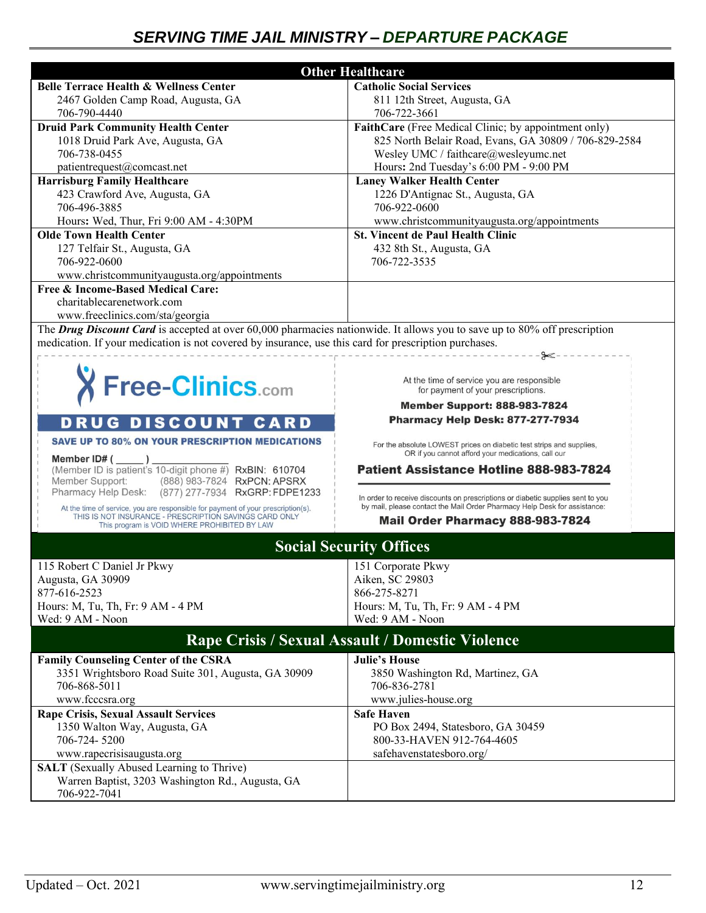## Other Healthcare

| | |
|---|---|
| **Belle Terrace Health & Wellness Center**<br>2467 Golden Camp Road, Augusta, GA<br>706-790-4440 | **Catholic Social Services**<br>811 12th Street, Augusta, GA<br>706-722-3661 |
| **Druid Park Community Health Center**<br>1018 Druid Park Ave, Augusta, GA<br>706-738-0455<br>patientrequest@comcast.net | **FaithCare** (Free Medical Clinic; by appointment only)<br>825 North Belair Road, Evans, GA 30809 / 706-829-2584<br>Wesley UMC / faithcare@wesleyumc.net<br>Hours: 2nd Tuesday's 6:00 PM - 9:00 PM |
| **Harrisburg Family Healthcare**<br>423 Crawford Ave, Augusta, GA<br>706-496-3885<br>Hours: Wed, Thur, Fri 9:00 AM - 4:30PM | **Laney Walker Health Center**<br>1226 D'Antignac St., Augusta, GA<br>706-922-0600<br>www.christcommunityaugusta.org/appointments |
| **Olde Town Health Center**<br>127 Telfair St., Augusta, GA<br>706-922-0600<br>www.christcommunityaugusta.org/appointments | **St. Vincent de Paul Health Clinic**<br>432 8th St., Augusta, GA<br>706-722-3535 |
| **Free & Income-Based Medical Care:**<br>charitablecarenetwork.com<br>www.freeclinics.com/sta/georgia | |

The ***Drug Discount Card*** is accepted at over 60,000 pharmacies nationwide. It allows you to save up to 80% off prescription medication. If your medication is not covered by insurance, use this card for prescription purchases.

**Free-Clinics.com**

**DRUG DISCOUNT CARD**

**SAVE UP TO 80% ON YOUR PRESCRIPTION MEDICATIONS**

Member ID# ( _____ ) _______________
(Member ID is patient's 10-digit phone #) RxBIN: 610704
Member Support: (888) 983-7824 RxPCN: APSRX
Pharmacy Help Desk: (877) 277-7934 RxGRP: FDPE1233

At the time of service, you are responsible for payment of your prescription(s).
THIS IS NOT INSURANCE - PRESCRIPTION SAVINGS CARD ONLY
This program is VOID WHERE PROHIBITED BY LAW

At the time of service you are responsible for payment of your prescriptions.

**Member Support: 888-983-7824**
**Pharmacy Help Desk: 877-277-7934**

For the absolute LOWEST prices on diabetic test strips and supplies, OR if you cannot afford your medications, call our

**Patient Assistance Hotline 888-983-7824**

In order to receive discounts on prescriptions or diabetic supplies sent to you by mail, please contact the Mail Order Pharmacy Help Desk for assistance:

**Mail Order Pharmacy 888-983-7824**

## Social Security Offices

| | |
|---|---|
| 115 Robert C Daniel Jr Pkwy<br>Augusta, GA 30909<br>877-616-2523<br>Hours: M, Tu, Th, Fr: 9 AM - 4 PM<br>Wed: 9 AM - Noon | 151 Corporate Pkwy<br>Aiken, SC 29803<br>866-275-8271<br>Hours: M, Tu, Th, Fr: 9 AM - 4 PM<br>Wed: 9 AM - Noon |

## Rape Crisis / Sexual Assault / Domestic Violence

| | |
|---|---|
| **Family Counseling Center of the CSRA**<br>3351 Wrightsboro Road Suite 301, Augusta, GA 30909<br>706-868-5011<br>www.fcccsra.org | **Julie's House**<br>3850 Washington Rd, Martinez, GA<br>706-836-2781<br>www.julies-house.org |
| **Rape Crisis, Sexual Assault Services**<br>1350 Walton Way, Augusta, GA<br>706-724- 5200<br>www.rapecrisisaugusta.org | **Safe Haven**<br>PO Box 2494, Statesboro, GA 30459<br>800-33-HAVEN 912-764-4605<br>safehavenstatesboro.org/ |
| **SALT** (Sexually Abused Learning to Thrive)<br>Warren Baptist, 3203 Washington Rd., Augusta, GA<br>706-922-7041 | |